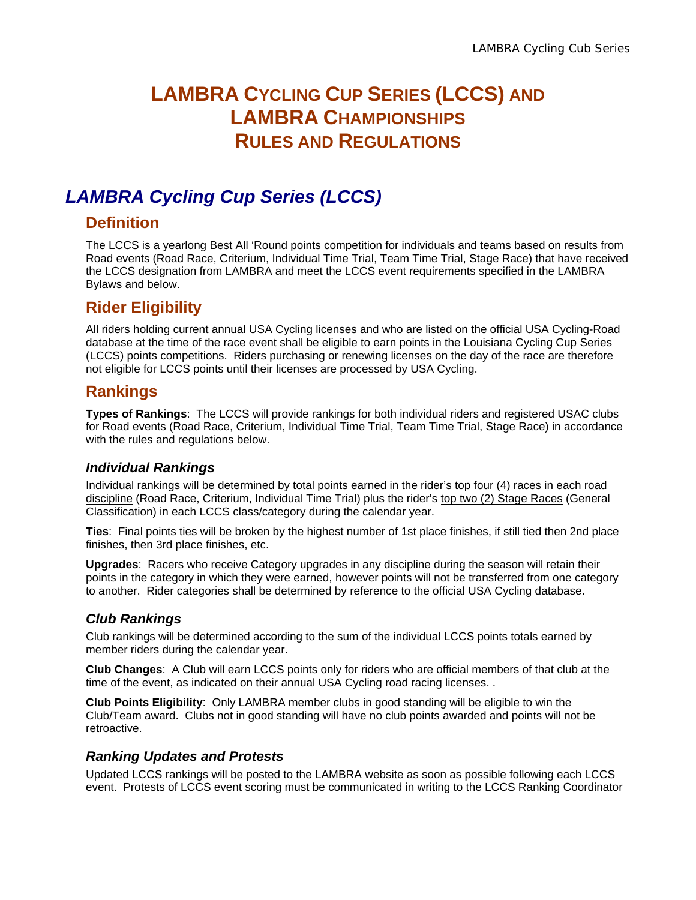# LAMBRA CYCLING CUP SERIES (LCCS) AND LAMBRA CHAMPIONSHIPS RULES AND REGULATIONS

## *LAMBRA Cycling Cup Series (LCCS)*

### Definition

The LCCS is a yearlong Best All 'Round points competition for individuals and teams based on results from Road events (Road Race, Criterium, Individual Time Trial, Team Time Trial, Stage Race) that have received the LCCS designation from LAMBRA and meet the LCCS event requirements specified in the LAMBRA Bylaws and below.

### Rider Eligibility

All riders holding current annual USA Cycling licenses and who are listed on the official USA Cycling-Road database at the time of the race event shall be eligible to earn points in the Louisiana Cycling Cup Series (LCCS) points competitions. Riders purchasing or renewing licenses on the day of the race are therefore not eligible for LCCS points until their licenses are processed by USA Cycling.

### Rankings

**Types of Rankings**: The LCCS will provide rankings for both individual riders and registered USAC clubs for Road events (Road Race, Criterium, Individual Time Trial, Team Time Trial, Stage Race) in accordance with the rules and regulations below.

#### *Individual Rankings*

<u>Individual rankings will be determined by total points earned in the rider's top four (4) races in each road discipline</u> (Road Race, Criterium, Individual Time Trial) plus the rider's <u>top two (2) Stage Races</u> (General Classification) in each LCCS class/category during the calendar year.

**Ties**: Final points ties will be broken by the highest number of 1st place finishes, if still tied then 2nd place finishes, then 3rd place finishes, etc.

**Upgrades**: Racers who receive Category upgrades in any discipline during the season will retain their points in the category in which they were earned, however points will not be transferred from one category to another. Rider categories shall be determined by reference to the official USA Cycling database.

#### *Club Rankings*

Club rankings will be determined according to the sum of the individual LCCS points totals earned by member riders during the calendar year.

**Club Changes**: A Club will earn LCCS points only for riders who are official members of that club at the time of the event, as indicated on their annual USA Cycling road racing licenses. .

**Club Points Eligibility**: Only LAMBRA member clubs in good standing will be eligible to win the Club/Team award. Clubs not in good standing will have no club points awarded and points will not be retroactive.

#### *Ranking Updates and Protests*

Updated LCCS rankings will be posted to the LAMBRA website as soon as possible following each LCCS event. Protests of LCCS event scoring must be communicated in writing to the LCCS Ranking Coordinator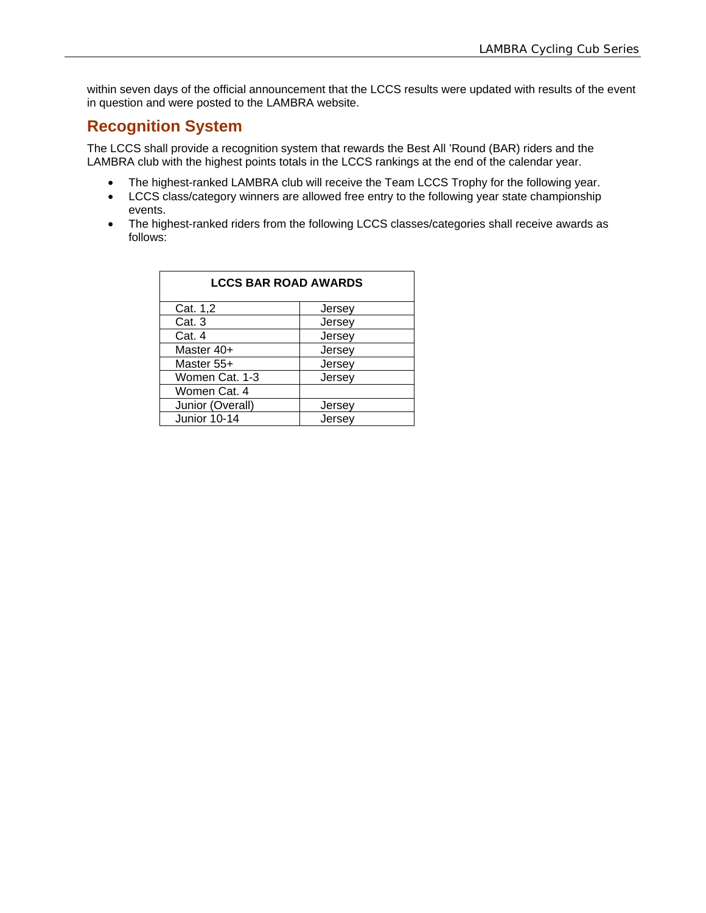within seven days of the official announcement that the LCCS results were updated with results of the event in question and were posted to the LAMBRA website.

## Recognition System

The LCCS shall provide a recognition system that rewards the Best All ’Round (BAR) riders and the LAMBRA club with the highest points totals in the LCCS rankings at the end of the calendar year.

- The highest-ranked LAMBRA club will receive the Team LCCS Trophy for the following year.
- LCCS class/category winners are allowed free entry to the following year state championship events.
- The highest-ranked riders from the following LCCS classes/categories shall receive awards as follows:

| LCCS BAR ROAD AWARDS | |
|---|---|
| Cat. 1,2 | Jersey |
| Cat. 3 | Jersey |
| Cat. 4 | Jersey |
| Master 40+ | Jersey |
| Master 55+ | Jersey |
| Women Cat. 1-3 | Jersey |
| Women Cat. 4 | |
| Junior (Overall) | Jersey |
| Junior 10-14 | Jersey |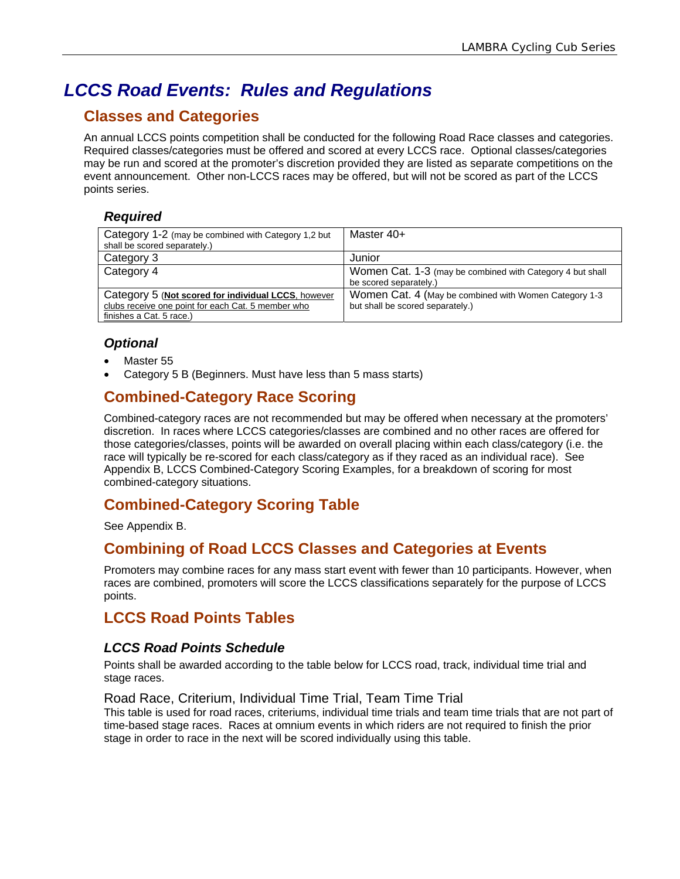# LCCS Road Events: Rules and Regulations

## Classes and Categories

An annual LCCS points competition shall be conducted for the following Road Race classes and categories. Required classes/categories must be offered and scored at every LCCS race. Optional classes/categories may be run and scored at the promoter's discretion provided they are listed as separate competitions on the event announcement. Other non-LCCS races may be offered, but will not be scored as part of the LCCS points series.

### *Required*

| | |
|---|---|
| Category 1-2 (may be combined with Category 1,2 but shall be scored separately.) | Master 40+ |
| Category 3 | Junior |
| Category 4 | Women Cat. 1-3 (may be combined with Category 4 but shall be scored separately.) |
| Category 5 (**Not scored for individual LCCS**, however clubs receive one point for each Cat. 5 member who finishes a Cat. 5 race.) | Women Cat. 4 (May be combined with Women Category 1-3 but shall be scored separately.) |

### *Optional*

- Master 55
- Category 5 B (Beginners. Must have less than 5 mass starts)

## Combined-Category Race Scoring

Combined-category races are not recommended but may be offered when necessary at the promoters' discretion. In races where LCCS categories/classes are combined and no other races are offered for those categories/classes, points will be awarded on overall placing within each class/category (i.e. the race will typically be re-scored for each class/category as if they raced as an individual race). See Appendix B, LCCS Combined-Category Scoring Examples, for a breakdown of scoring for most combined-category situations.

## Combined-Category Scoring Table

See Appendix B.

## Combining of Road LCCS Classes and Categories at Events

Promoters may combine races for any mass start event with fewer than 10 participants. However, when races are combined, promoters will score the LCCS classifications separately for the purpose of LCCS points.

## LCCS Road Points Tables

### *LCCS Road Points Schedule*

Points shall be awarded according to the table below for LCCS road, track, individual time trial and stage races.

#### Road Race, Criterium, Individual Time Trial, Team Time Trial

This table is used for road races, criteriums, individual time trials and team time trials that are not part of time-based stage races. Races at omnium events in which riders are not required to finish the prior stage in order to race in the next will be scored individually using this table.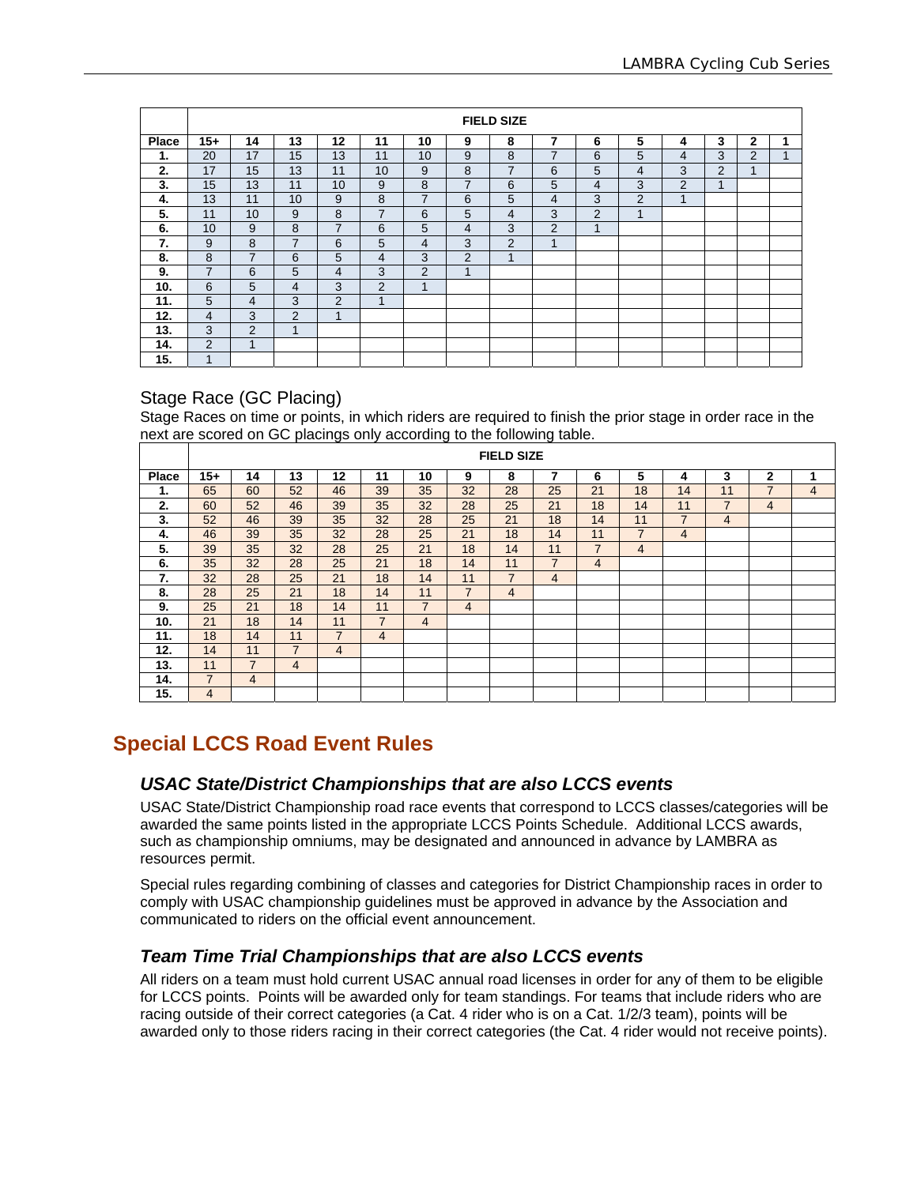| Place | FIELD SIZE | | | | | | | | | | | | | |
|---|---|---|---|---|---|---|---|---|---|---|---|---|---|---|
| | 15+ | 14 | 13 | 12 | 11 | 10 | 9 | 8 | 7 | 6 | 5 | 4 | 3 | 2 | 1 |
| 1. | 20 | 17 | 15 | 13 | 11 | 10 | 9 | 8 | 7 | 6 | 5 | 4 | 3 | 2 | 1 |
| 2. | 17 | 15 | 13 | 11 | 10 | 9 | 8 | 7 | 6 | 5 | 4 | 3 | 2 | 1 | |
| 3. | 15 | 13 | 11 | 10 | 9 | 8 | 7 | 6 | 5 | 4 | 3 | 2 | 1 | | |
| 4. | 13 | 11 | 10 | 9 | 8 | 7 | 6 | 5 | 4 | 3 | 2 | 1 | | | |
| 5. | 11 | 10 | 9 | 8 | 7 | 6 | 5 | 4 | 3 | 2 | 1 | | | | |
| 6. | 10 | 9 | 8 | 7 | 6 | 5 | 4 | 3 | 2 | 1 | | | | | |
| 7. | 9 | 8 | 7 | 6 | 5 | 4 | 3 | 2 | 1 | | | | | | |
| 8. | 8 | 7 | 6 | 5 | 4 | 3 | 2 | 1 | | | | | | | |
| 9. | 7 | 6 | 5 | 4 | 3 | 2 | 1 | | | | | | | | |
| 10. | 6 | 5 | 4 | 3 | 2 | 1 | | | | | | | | | |
| 11. | 5 | 4 | 3 | 2 | 1 | | | | | | | | | | |
| 12. | 4 | 3 | 2 | 1 | | | | | | | | | | | |
| 13. | 3 | 2 | 1 | | | | | | | | | | | | |
| 14. | 2 | 1 | | | | | | | | | | | | | |
| 15. | 1 | | | | | | | | | | | | | | |

### Stage Race (GC Placing)

Stage Races on time or points, in which riders are required to finish the prior stage in order race in the next are scored on GC placings only according to the following table.

| Place | FIELD SIZE | | | | | | | | | | | | | |
|---|---|---|---|---|---|---|---|---|---|---|---|---|---|---|
| | 15+ | 14 | 13 | 12 | 11 | 10 | 9 | 8 | 7 | 6 | 5 | 4 | 3 | 2 | 1 |
| 1. | 65 | 60 | 52 | 46 | 39 | 35 | 32 | 28 | 25 | 21 | 18 | 14 | 11 | 7 | 4 |
| 2. | 60 | 52 | 46 | 39 | 35 | 32 | 28 | 25 | 21 | 18 | 14 | 11 | 7 | 4 | |
| 3. | 52 | 46 | 39 | 35 | 32 | 28 | 25 | 21 | 18 | 14 | 11 | 7 | 4 | | |
| 4. | 46 | 39 | 35 | 32 | 28 | 25 | 21 | 18 | 14 | 11 | 7 | 4 | | | |
| 5. | 39 | 35 | 32 | 28 | 25 | 21 | 18 | 14 | 11 | 7 | 4 | | | | |
| 6. | 35 | 32 | 28 | 25 | 21 | 18 | 14 | 11 | 7 | 4 | | | | | |
| 7. | 32 | 28 | 25 | 21 | 18 | 14 | 11 | 7 | 4 | | | | | | |
| 8. | 28 | 25 | 21 | 18 | 14 | 11 | 7 | 4 | | | | | | | |
| 9. | 25 | 21 | 18 | 14 | 11 | 7 | 4 | | | | | | | | |
| 10. | 21 | 18 | 14 | 11 | 7 | 4 | | | | | | | | | |
| 11. | 18 | 14 | 11 | 7 | 4 | | | | | | | | | | |
| 12. | 14 | 11 | 7 | 4 | | | | | | | | | | | |
| 13. | 11 | 7 | 4 | | | | | | | | | | | | |
| 14. | 7 | 4 | | | | | | | | | | | | | |
| 15. | 4 | | | | | | | | | | | | | | |

## Special LCCS Road Event Rules

### *USAC State/District Championships that are also LCCS events*

USAC State/District Championship road race events that correspond to LCCS classes/categories will be awarded the same points listed in the appropriate LCCS Points Schedule. Additional LCCS awards, such as championship omniums, may be designated and announced in advance by LAMBRA as resources permit.

Special rules regarding combining of classes and categories for District Championship races in order to comply with USAC championship guidelines must be approved in advance by the Association and communicated to riders on the official event announcement.

### *Team Time Trial Championships that are also LCCS events*

All riders on a team must hold current USAC annual road licenses in order for any of them to be eligible for LCCS points. Points will be awarded only for team standings. For teams that include riders who are racing outside of their correct categories (a Cat. 4 rider who is on a Cat. 1/2/3 team), points will be awarded only to those riders racing in their correct categories (the Cat. 4 rider would not receive points).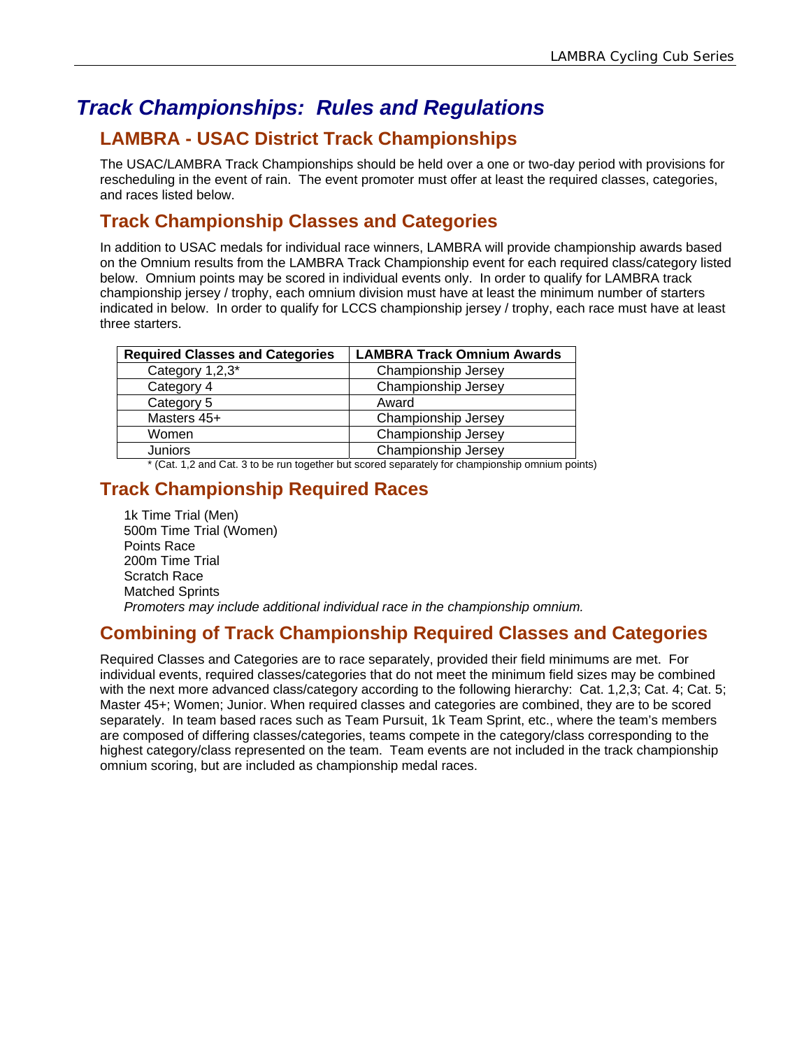# Track Championships: Rules and Regulations

## LAMBRA - USAC District Track Championships

The USAC/LAMBRA Track Championships should be held over a one or two-day period with provisions for rescheduling in the event of rain. The event promoter must offer at least the required classes, categories, and races listed below.

## Track Championship Classes and Categories

In addition to USAC medals for individual race winners, LAMBRA will provide championship awards based on the Omnium results from the LAMBRA Track Championship event for each required class/category listed below. Omnium points may be scored in individual events only. In order to qualify for LAMBRA track championship jersey / trophy, each omnium division must have at least the minimum number of starters indicated in below. In order to qualify for LCCS championship jersey / trophy, each race must have at least three starters.

| Required Classes and Categories | LAMBRA Track Omnium Awards |
|---|---|
| Category 1,2,3* | Championship Jersey |
| Category 4 | Championship Jersey |
| Category 5 | Award |
| Masters 45+ | Championship Jersey |
| Women | Championship Jersey |
| Juniors | Championship Jersey |

* (Cat. 1,2 and Cat. 3 to be run together but scored separately for championship omnium points)

## Track Championship Required Races

1k Time Trial (Men)
500m Time Trial (Women)
Points Race
200m Time Trial
Scratch Race
Matched Sprints
*Promoters may include additional individual race in the championship omnium.*

## Combining of Track Championship Required Classes and Categories

Required Classes and Categories are to race separately, provided their field minimums are met. For individual events, required classes/categories that do not meet the minimum field sizes may be combined with the next more advanced class/category according to the following hierarchy: Cat. 1,2,3; Cat. 4; Cat. 5; Master 45+; Women; Junior. When required classes and categories are combined, they are to be scored separately. In team based races such as Team Pursuit, 1k Team Sprint, etc., where the team's members are composed of differing classes/categories, teams compete in the category/class corresponding to the highest category/class represented on the team. Team events are not included in the track championship omnium scoring, but are included as championship medal races.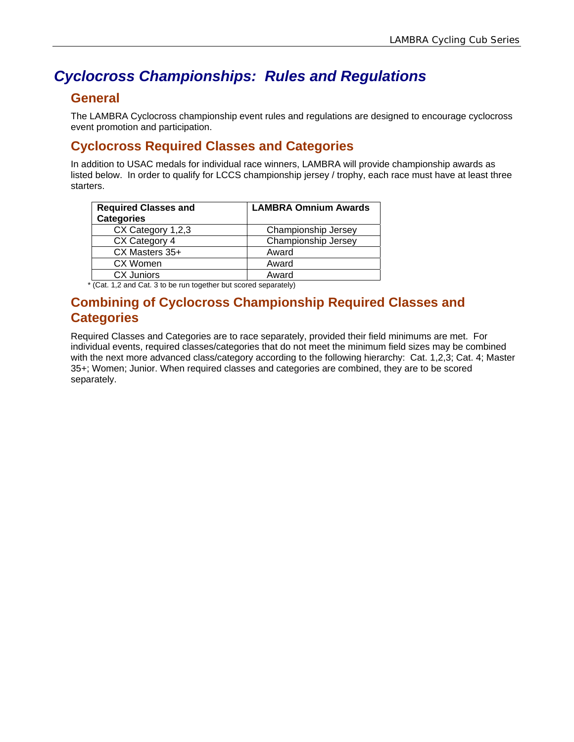# *Cyclocross Championships: Rules and Regulations*

## General

The LAMBRA Cyclocross championship event rules and regulations are designed to encourage cyclocross event promotion and participation.

## Cyclocross Required Classes and Categories

In addition to USAC medals for individual race winners, LAMBRA will provide championship awards as listed below. In order to qualify for LCCS championship jersey / trophy, each race must have at least three starters.

| Required Classes and Categories | LAMBRA Omnium Awards |
|---|---|
| CX Category 1,2,3 | Championship Jersey |
| CX Category 4 | Championship Jersey |
| CX Masters 35+ | Award |
| CX Women | Award |
| CX Juniors | Award |

* (Cat. 1,2 and Cat. 3 to be run together but scored separately)

## Combining of Cyclocross Championship Required Classes and Categories

Required Classes and Categories are to race separately, provided their field minimums are met. For individual events, required classes/categories that do not meet the minimum field sizes may be combined with the next more advanced class/category according to the following hierarchy: Cat. 1,2,3; Cat. 4; Master 35+; Women; Junior. When required classes and categories are combined, they are to be scored separately.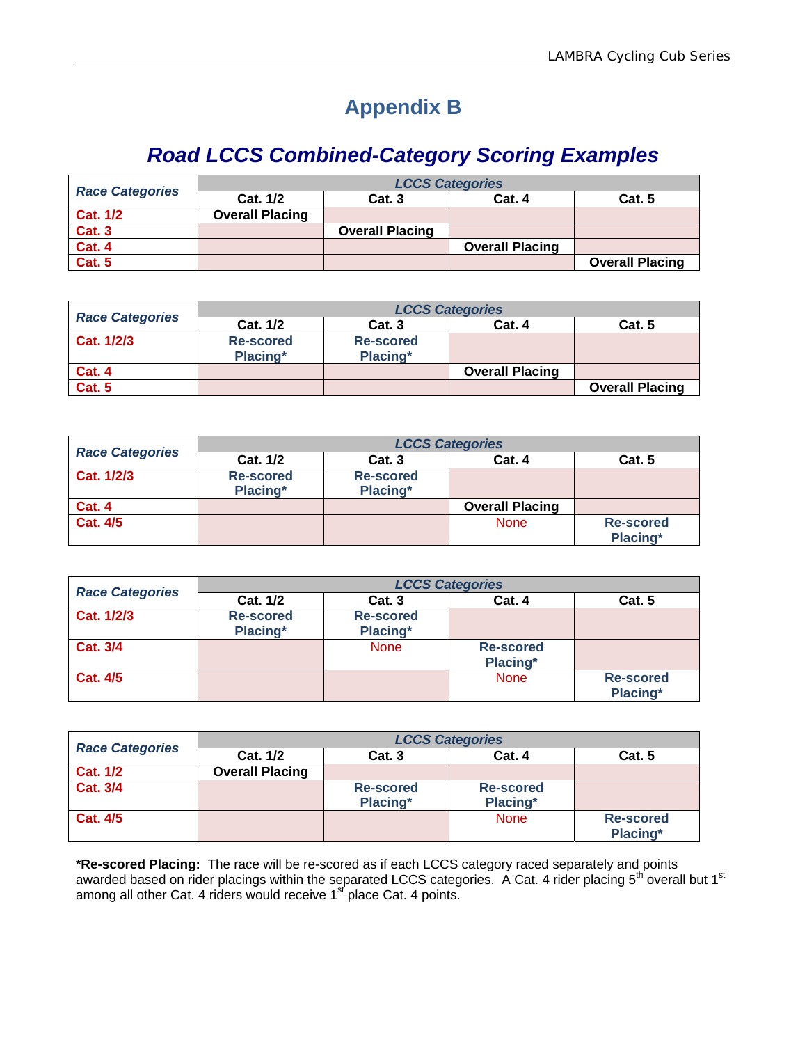# Appendix B

## *Road LCCS Combined-Category Scoring Examples*

| *Race Categories* | *LCCS Categories* | | | |
|---|---|---|---|---|
| | **Cat. 1/2** | **Cat. 3** | **Cat. 4** | **Cat. 5** |
| **Cat. 1/2** | **Overall Placing** | | | |
| **Cat. 3** | | **Overall Placing** | | |
| **Cat. 4** | | | **Overall Placing** | |
| **Cat. 5** | | | | **Overall Placing** |

| *Race Categories* | *LCCS Categories* | | | |
|---|---|---|---|---|
| | **Cat. 1/2** | **Cat. 3** | **Cat. 4** | **Cat. 5** |
| **Cat. 1/2/3** | **Re-scored Placing*** | **Re-scored Placing*** | | |
| **Cat. 4** | | | **Overall Placing** | |
| **Cat. 5** | | | | **Overall Placing** |

| *Race Categories* | *LCCS Categories* | | | |
|---|---|---|---|---|
| | **Cat. 1/2** | **Cat. 3** | **Cat. 4** | **Cat. 5** |
| **Cat. 1/2/3** | **Re-scored Placing*** | **Re-scored Placing*** | | |
| **Cat. 4** | | | **Overall Placing** | |
| **Cat. 4/5** | | | None | **Re-scored Placing*** |

| *Race Categories* | *LCCS Categories* | | | |
|---|---|---|---|---|
| | **Cat. 1/2** | **Cat. 3** | **Cat. 4** | **Cat. 5** |
| **Cat. 1/2/3** | **Re-scored Placing*** | **Re-scored Placing*** | | |
| **Cat. 3/4** | | None | **Re-scored Placing*** | |
| **Cat. 4/5** | | | None | **Re-scored Placing*** |

| *Race Categories* | *LCCS Categories* | | | |
|---|---|---|---|---|
| | **Cat. 1/2** | **Cat. 3** | **Cat. 4** | **Cat. 5** |
| **Cat. 1/2** | **Overall Placing** | | | |
| **Cat. 3/4** | | **Re-scored Placing*** | **Re-scored Placing*** | |
| **Cat. 4/5** | | | None | **Re-scored Placing*** |

***Re-scored Placing:** The race will be re-scored as if each LCCS category raced separately and points awarded based on rider placings within the separated LCCS categories. A Cat. 4 rider placing 5$^{th}$ overall but 1$^{st}$ among all other Cat. 4 riders would receive 1$^{st}$ place Cat. 4 points.